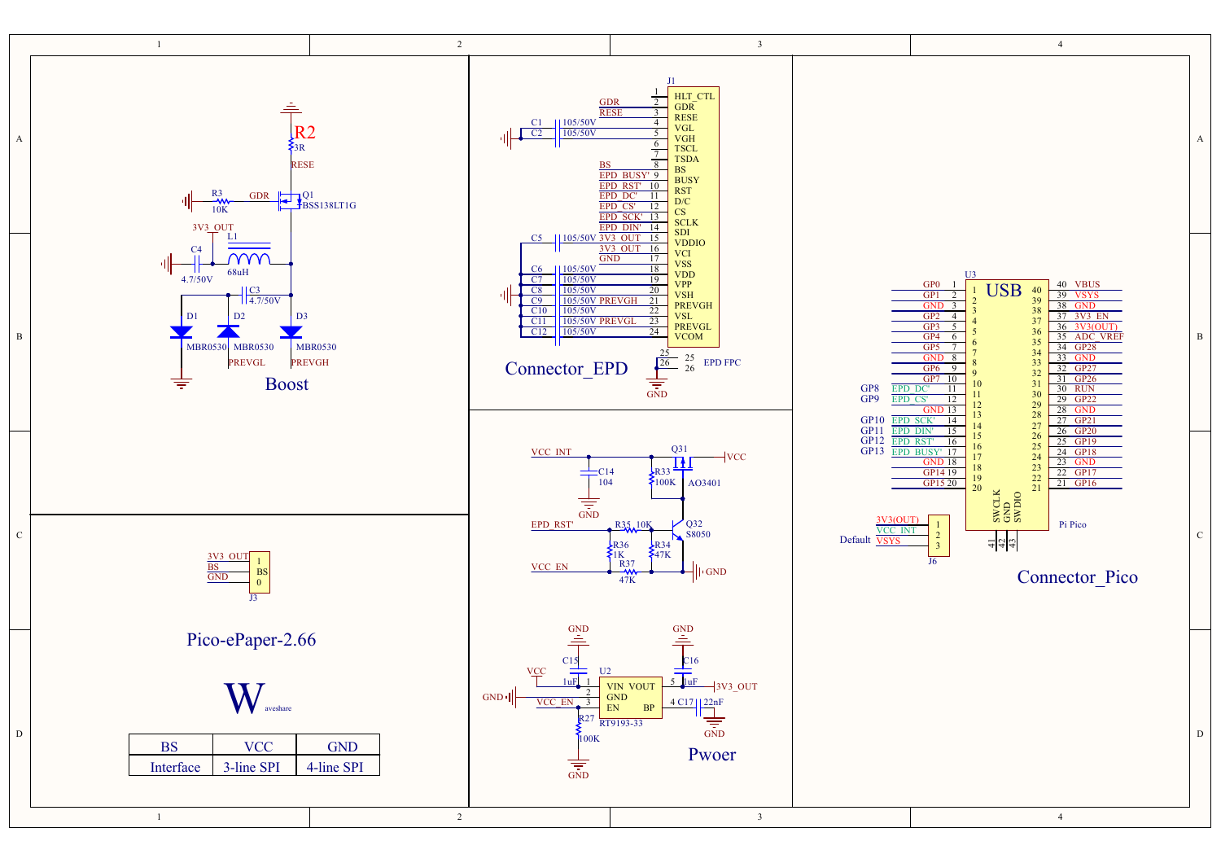## Boost

R2 3R RESE
R3 10K GDR
Q1 BSS138LT1G
3V3_OUT
L1 68uH
C4 4.7/50V
C3 4.7/50V
D1 MBR0530
D2 MBR0530 PREVGL
D3 MBR0530 PREVGH

## Connector_EPD

J1

| Pin | Net | Name |
|---|---|---|
| 1 | | HLT_CTL |
| 2 | GDR | GDR |
| 3 | RESE | RESE |
| 4 | C1 105/50V | VGL |
| 5 | C2 105/50V | VGH |
| 6 | | TSCL |
| 7 | | TSDA |
| 8 | BS | BS |
| 9 | EPD_BUSY' | BUSY |
| 10 | EPD_RST' | RST |
| 11 | EPD_DC' | D/C |
| 12 | EPD_CS' | CS |
| 13 | EPD_SCK' | SCLK |
| 14 | EPD_DIN' | SDI |
| 15 | 3V3_OUT (C5 105/50V) | VDDIO |
| 16 | 3V3_OUT | VCI |
| 17 | GND | VSS |
| 18 | C6 105/50V | VDD |
| 19 | C7 105/50V | VPP |
| 20 | C8 105/50V | VSH |
| 21 | C9 105/50V PREVGH | PREVGH |
| 22 | C10 105/50V | VSL |
| 23 | C11 105/50V PREVGL | PREVGL |
| 24 | C12 105/50V | VCOM |
| 25 | | 25 |
| 26 | | 26 |

EPD FPC
GND

## Connector_Pico

U3 Pi Pico (USB)

| Net | Pin | Pin | Net |
|---|---|---|---|
| GP0 | 1 | 40 | VBUS |
| GP1 | 2 | 39 | VSYS |
| GND | 3 | 38 | GND |
| GP2 | 4 | 37 | 3V3_EN |
| GP3 | 5 | 36 | 3V3(OUT) |
| GP4 | 6 | 35 | ADC_VREF |
| GP5 | 7 | 34 | GP28 |
| GND | 8 | 33 | GND |
| GP6 | 9 | 32 | GP27 |
| GP7 | 10 | 31 | GP26 |
| GP8 EPD_DC' | 11 | 30 | RUN |
| GP9 EPD_CS' | 12 | 29 | GP22 |
| GND | 13 | 28 | GND |
| GP10 EPD_SCK' | 14 | 27 | GP21 |
| GP11 EPD_DIN' | 15 | 26 | GP20 |
| GP12 EPD_RST' | 16 | 25 | GP19 |
| GP13 EPD_BUSY' | 17 | 24 | GP18 |
| GND | 18 | 23 | GND |
| GP14 | 19 | 22 | GP17 |
| GP15 | 20 | 21 | GP16 |

41 SWCLK, 42 GND, 43 SWDIO

J6: 1 3V3(OUT), 2 VCC_INT, 3 VSYS (Default)

## Power (Pwoer)

VCC_INT, C14 104, GND
Q31 AO3401, R33 100K, VCC
EPD_RST', R35 10K, R36 1K, R34 47K, Q32 S8050, GND
VCC_EN, R37 47K

U2 RT9193-33: VIN (1), GND (2), EN (3), VOUT (5), BP (4)
VCC, C15 1uF, GND, VCC_EN, R27 100K, C16 1uF, 3V3_OUT, C17 22nF

## Pico-ePaper-2.66

J3: 1 3V3_OUT, BS, 0 GND

Waveshare

| BS | VCC | GND |
|---|---|---|
| Interface | 3-line SPI | 4-line SPI |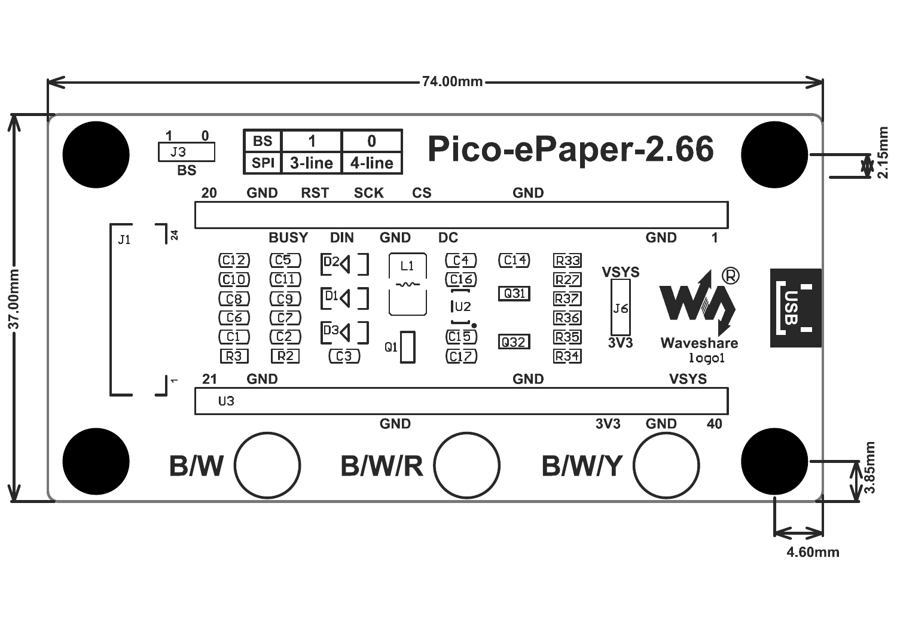74.00mm

37.00mm

2.15mm

3.85mm

4.60mm

Pico-ePaper-2.66

| BS | 1 | 0 |
| --- | --- | --- |
| SPI | 3-line | 4-line |

1 0
J3
BS

20 GND RST SCK CS GND

BUSY DIN GND DC GND 1

J1

24

1

C12 C5 D2 L1 C4 C14 R33
C10 C11 C16 R27
C8 C9 D1 U2 Q31 R37
C6 C7 R36
C1 C2 D3 C15 Q32 R35
R3 R2 C3 Q1 C17 R34

VSYS
J6
3V3

Waveshare
logo1

USB

21 GND GND VSYS

U3

GND 3V3 GND 40

B/W B/W/R B/W/Y